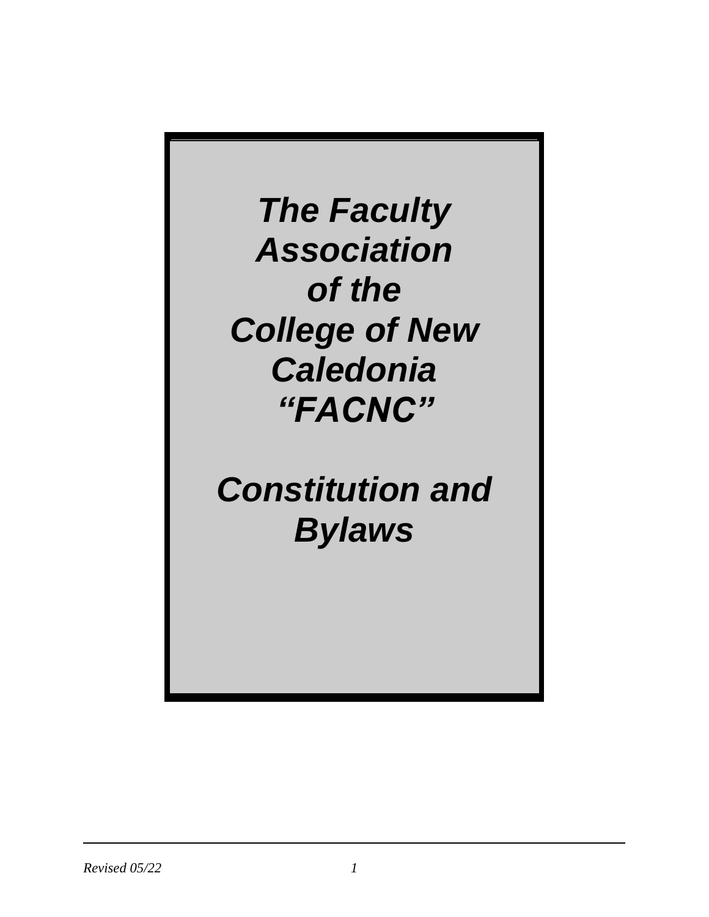# *The Faculty Association of the College of New Caledonia "FACNC"*

# *Constitution and Bylaws*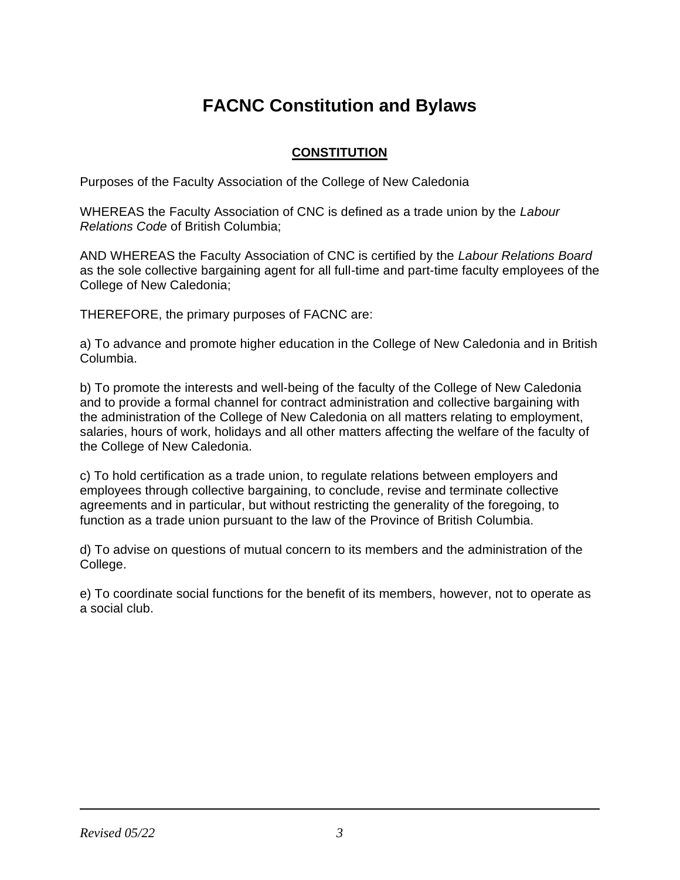# FACNC Constitution and Bylaws

## **CONSTITUTION**

Purposes of the Faculty Association of the College of New Caledonia

WHEREAS the Faculty Association of CNC is defined as a trade union by the *Labour Relations Code* of British Columbia;

AND WHEREAS the Faculty Association of CNC is certified by the *Labour Relations Board* as the sole collective bargaining agent for all full-time and part-time faculty employees of the College of New Caledonia;

THEREFORE, the primary purposes of FACNC are:

a) To advance and promote higher education in the College of New Caledonia and in British Columbia.

b) To promote the interests and well-being of the faculty of the College of New Caledonia and to provide a formal channel for contract administration and collective bargaining with the administration of the College of New Caledonia on all matters relating to employment, salaries, hours of work, holidays and all other matters affecting the welfare of the faculty of the College of New Caledonia.

c) To hold certification as a trade union, to regulate relations between employers and employees through collective bargaining, to conclude, revise and terminate collective agreements and in particular, but without restricting the generality of the foregoing, to function as a trade union pursuant to the law of the Province of British Columbia.

d) To advise on questions of mutual concern to its members and the administration of the College.

e) To coordinate social functions for the benefit of its members, however, not to operate as a social club.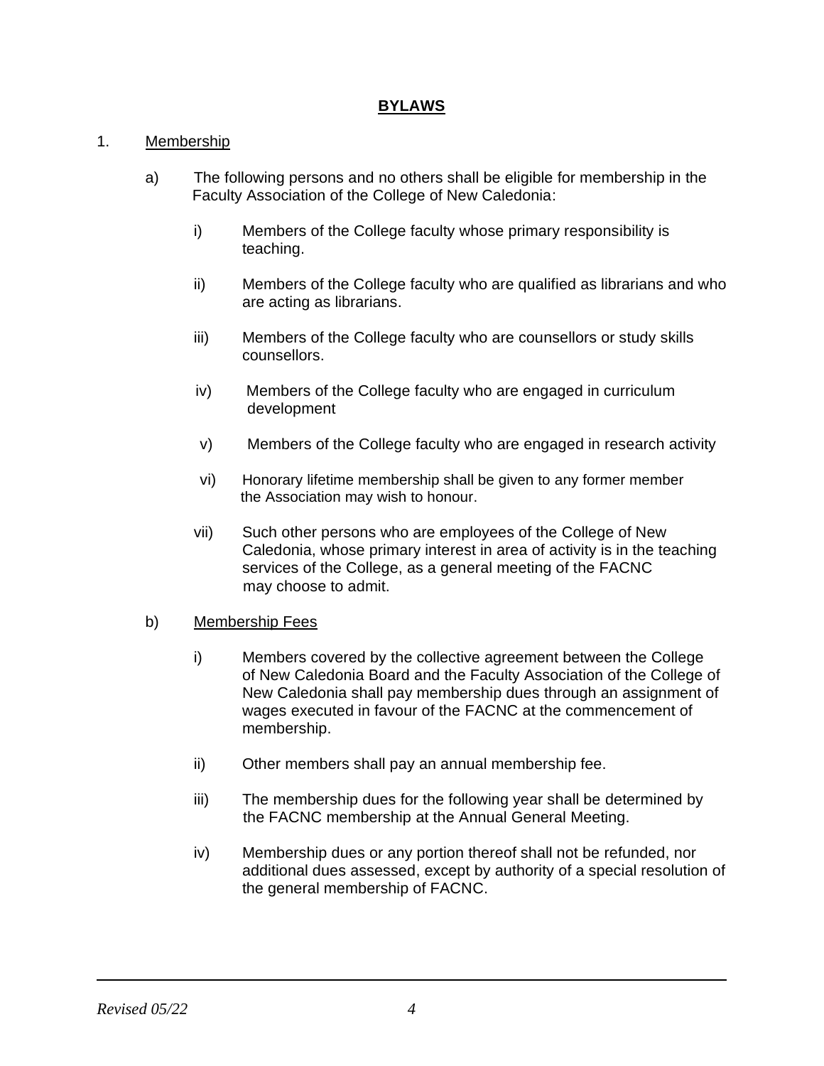# BYLAWS

1. Membership

   a) The following persons and no others shall be eligible for membership in the Faculty Association of the College of New Caledonia:

      i) Members of the College faculty whose primary responsibility is teaching.

      ii) Members of the College faculty who are qualified as librarians and who are acting as librarians.

      iii) Members of the College faculty who are counsellors or study skills counsellors.

      iv) Members of the College faculty who are engaged in curriculum development

      v) Members of the College faculty who are engaged in research activity

      vi) Honorary lifetime membership shall be given to any former member the Association may wish to honour.

      vii) Such other persons who are employees of the College of New Caledonia, whose primary interest in area of activity is in the teaching services of the College, as a general meeting of the FACNC may choose to admit.

   b) Membership Fees

      i) Members covered by the collective agreement between the College of New Caledonia Board and the Faculty Association of the College of New Caledonia shall pay membership dues through an assignment of wages executed in favour of the FACNC at the commencement of membership.

      ii) Other members shall pay an annual membership fee.

      iii) The membership dues for the following year shall be determined by the FACNC membership at the Annual General Meeting.

      iv) Membership dues or any portion thereof shall not be refunded, nor additional dues assessed, except by authority of a special resolution of the general membership of FACNC.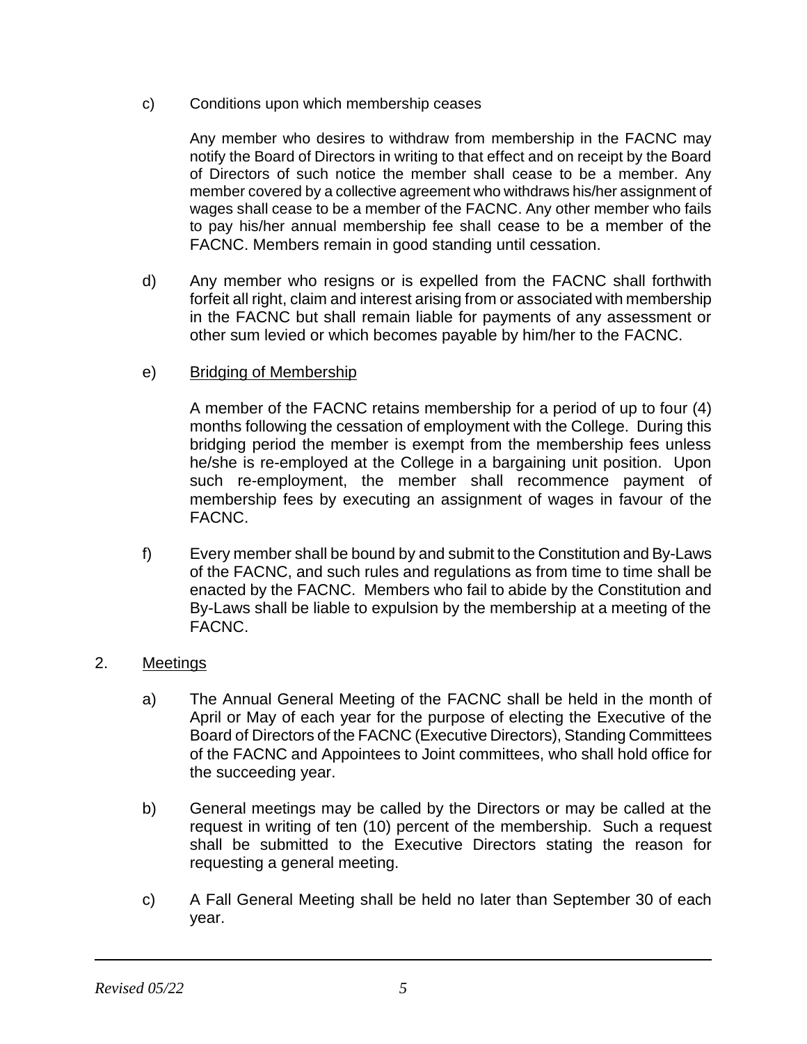c) Conditions upon which membership ceases

Any member who desires to withdraw from membership in the FACNC may notify the Board of Directors in writing to that effect and on receipt by the Board of Directors of such notice the member shall cease to be a member. Any member covered by a collective agreement who withdraws his/her assignment of wages shall cease to be a member of the FACNC. Any other member who fails to pay his/her annual membership fee shall cease to be a member of the FACNC. Members remain in good standing until cessation.

d) Any member who resigns or is expelled from the FACNC shall forthwith forfeit all right, claim and interest arising from or associated with membership in the FACNC but shall remain liable for payments of any assessment or other sum levied or which becomes payable by him/her to the FACNC.

e) Bridging of Membership

A member of the FACNC retains membership for a period of up to four (4) months following the cessation of employment with the College. During this bridging period the member is exempt from the membership fees unless he/she is re-employed at the College in a bargaining unit position. Upon such re-employment, the member shall recommence payment of membership fees by executing an assignment of wages in favour of the FACNC.

f) Every member shall be bound by and submit to the Constitution and By-Laws of the FACNC, and such rules and regulations as from time to time shall be enacted by the FACNC. Members who fail to abide by the Constitution and By-Laws shall be liable to expulsion by the membership at a meeting of the FACNC.

2. Meetings

a) The Annual General Meeting of the FACNC shall be held in the month of April or May of each year for the purpose of electing the Executive of the Board of Directors of the FACNC (Executive Directors), Standing Committees of the FACNC and Appointees to Joint committees, who shall hold office for the succeeding year.

b) General meetings may be called by the Directors or may be called at the request in writing of ten (10) percent of the membership. Such a request shall be submitted to the Executive Directors stating the reason for requesting a general meeting.

c) A Fall General Meeting shall be held no later than September 30 of each year.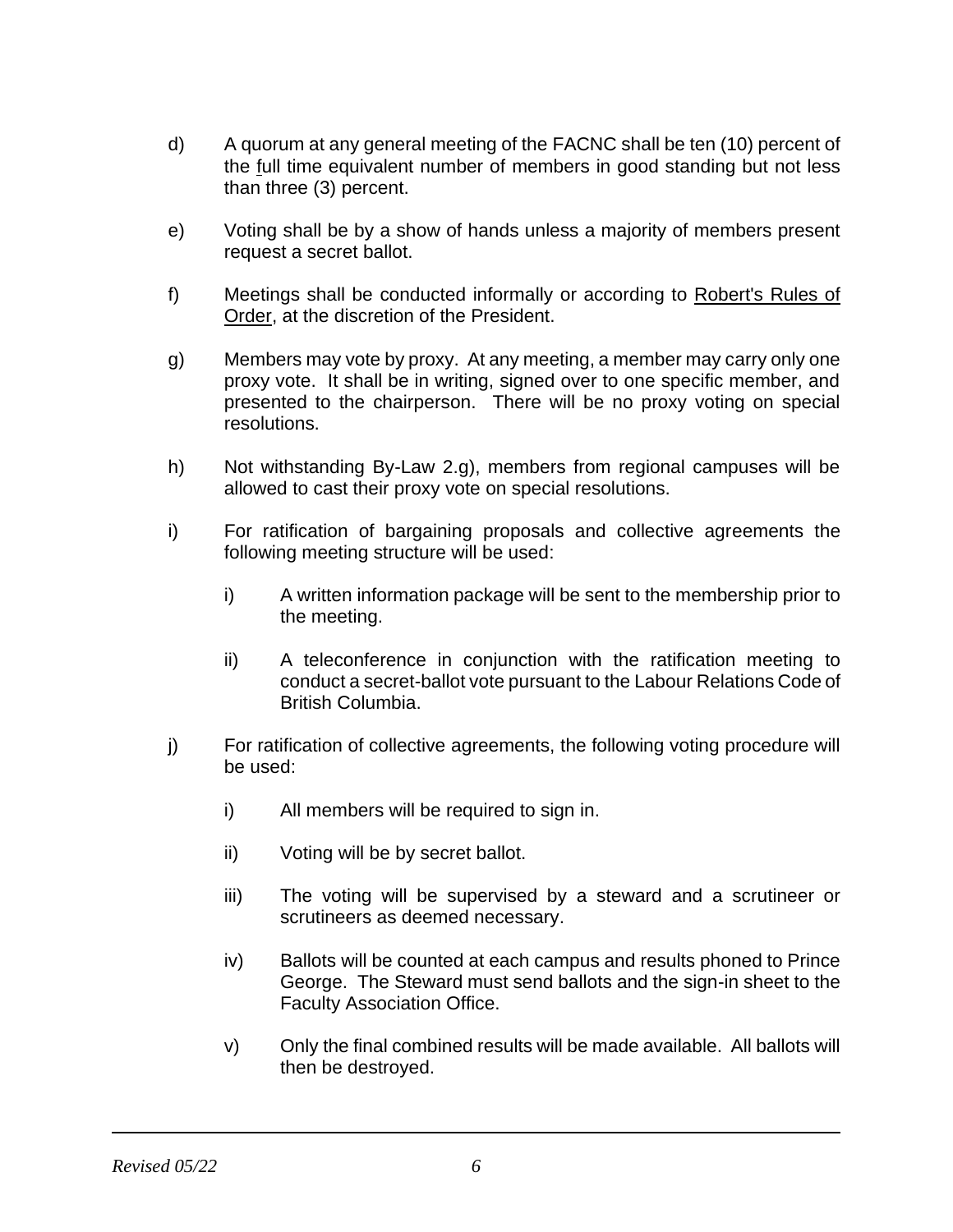d) A quorum at any general meeting of the FACNC shall be ten (10) percent of the full time equivalent number of members in good standing but not less than three (3) percent.

e) Voting shall be by a show of hands unless a majority of members present request a secret ballot.

f) Meetings shall be conducted informally or according to Robert's Rules of Order, at the discretion of the President.

g) Members may vote by proxy. At any meeting, a member may carry only one proxy vote. It shall be in writing, signed over to one specific member, and presented to the chairperson. There will be no proxy voting on special resolutions.

h) Not withstanding By-Law 2.g), members from regional campuses will be allowed to cast their proxy vote on special resolutions.

i) For ratification of bargaining proposals and collective agreements the following meeting structure will be used:

   i) A written information package will be sent to the membership prior to the meeting.

   ii) A teleconference in conjunction with the ratification meeting to conduct a secret-ballot vote pursuant to the Labour Relations Code of British Columbia.

j) For ratification of collective agreements, the following voting procedure will be used:

   i) All members will be required to sign in.

   ii) Voting will be by secret ballot.

   iii) The voting will be supervised by a steward and a scrutineer or scrutineers as deemed necessary.

   iv) Ballots will be counted at each campus and results phoned to Prince George. The Steward must send ballots and the sign-in sheet to the Faculty Association Office.

   v) Only the final combined results will be made available. All ballots will then be destroyed.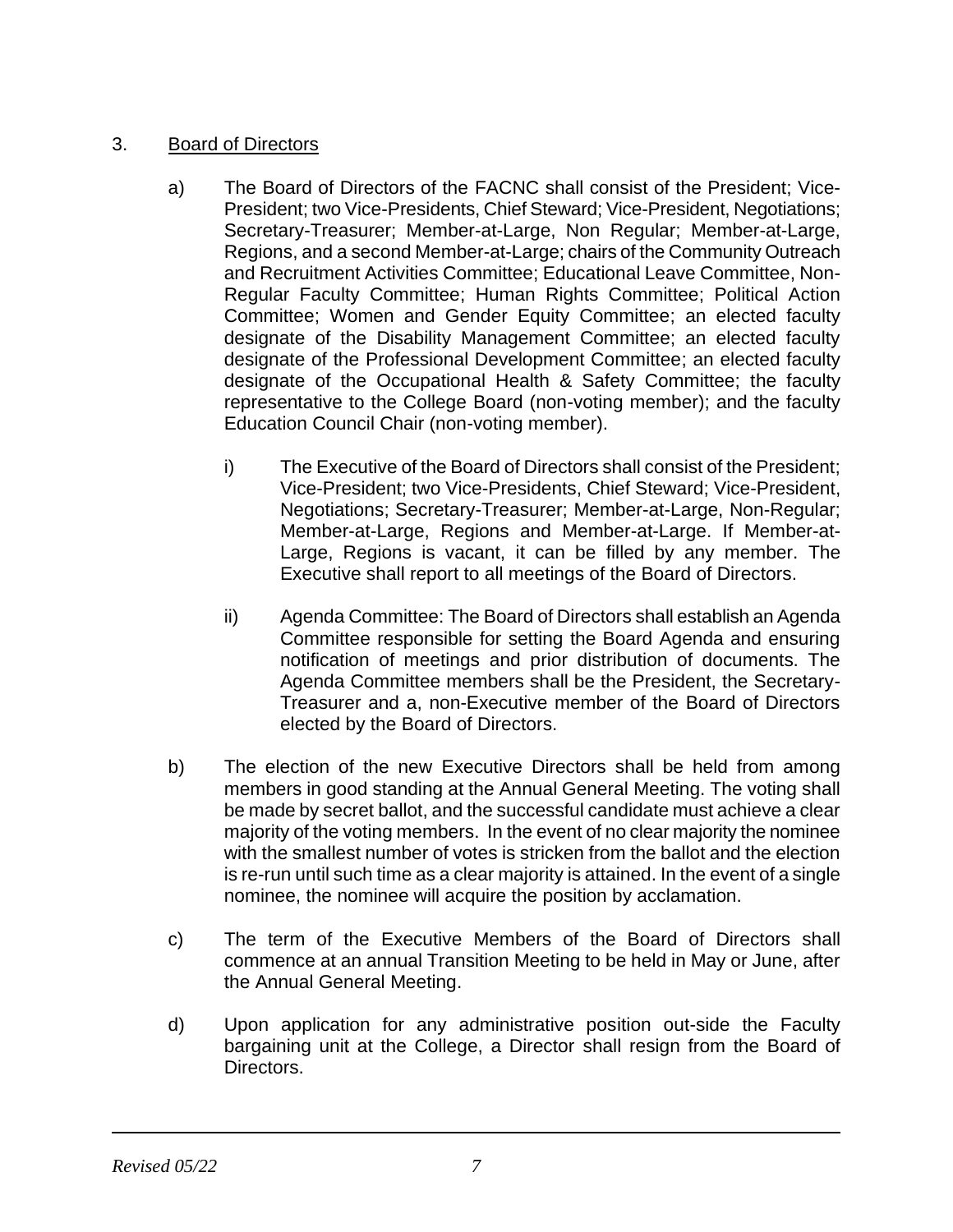3. <u>Board of Directors</u>

a) The Board of Directors of the FACNC shall consist of the President; Vice-President; two Vice-Presidents, Chief Steward; Vice-President, Negotiations; Secretary-Treasurer; Member-at-Large, Non Regular; Member-at-Large, Regions, and a second Member-at-Large; chairs of the Community Outreach and Recruitment Activities Committee; Educational Leave Committee, Non-Regular Faculty Committee; Human Rights Committee; Political Action Committee; Women and Gender Equity Committee; an elected faculty designate of the Disability Management Committee; an elected faculty designate of the Professional Development Committee; an elected faculty designate of the Occupational Health & Safety Committee; the faculty representative to the College Board (non-voting member); and the faculty Education Council Chair (non-voting member).

i) The Executive of the Board of Directors shall consist of the President; Vice-President; two Vice-Presidents, Chief Steward; Vice-President, Negotiations; Secretary-Treasurer; Member-at-Large, Non-Regular; Member-at-Large, Regions and Member-at-Large. If Member-at-Large, Regions is vacant, it can be filled by any member. The Executive shall report to all meetings of the Board of Directors.

ii) Agenda Committee: The Board of Directors shall establish an Agenda Committee responsible for setting the Board Agenda and ensuring notification of meetings and prior distribution of documents. The Agenda Committee members shall be the President, the Secretary-Treasurer and a, non-Executive member of the Board of Directors elected by the Board of Directors.

b) The election of the new Executive Directors shall be held from among members in good standing at the Annual General Meeting. The voting shall be made by secret ballot, and the successful candidate must achieve a clear majority of the voting members. In the event of no clear majority the nominee with the smallest number of votes is stricken from the ballot and the election is re-run until such time as a clear majority is attained. In the event of a single nominee, the nominee will acquire the position by acclamation.

c) The term of the Executive Members of the Board of Directors shall commence at an annual Transition Meeting to be held in May or June, after the Annual General Meeting.

d) Upon application for any administrative position out-side the Faculty bargaining unit at the College, a Director shall resign from the Board of Directors.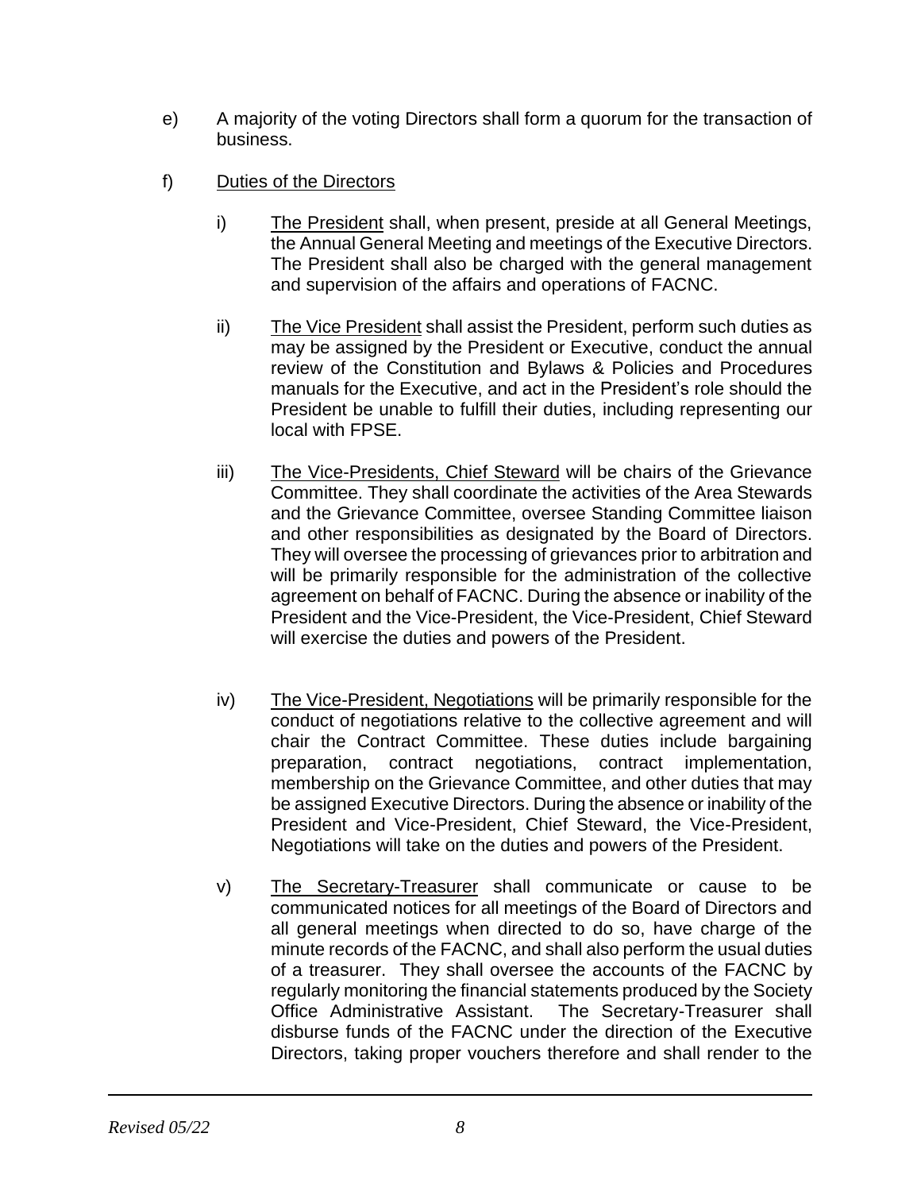e) A majority of the voting Directors shall form a quorum for the transaction of business.

f) Duties of the Directors

   i) The President shall, when present, preside at all General Meetings, the Annual General Meeting and meetings of the Executive Directors. The President shall also be charged with the general management and supervision of the affairs and operations of FACNC.

   ii) The Vice President shall assist the President, perform such duties as may be assigned by the President or Executive, conduct the annual review of the Constitution and Bylaws & Policies and Procedures manuals for the Executive, and act in the President's role should the President be unable to fulfill their duties, including representing our local with FPSE.

   iii) The Vice-Presidents, Chief Steward will be chairs of the Grievance Committee. They shall coordinate the activities of the Area Stewards and the Grievance Committee, oversee Standing Committee liaison and other responsibilities as designated by the Board of Directors. They will oversee the processing of grievances prior to arbitration and will be primarily responsible for the administration of the collective agreement on behalf of FACNC. During the absence or inability of the President and the Vice-President, the Vice-President, Chief Steward will exercise the duties and powers of the President.

   iv) The Vice-President, Negotiations will be primarily responsible for the conduct of negotiations relative to the collective agreement and will chair the Contract Committee. These duties include bargaining preparation, contract negotiations, contract implementation, membership on the Grievance Committee, and other duties that may be assigned Executive Directors. During the absence or inability of the President and Vice-President, Chief Steward, the Vice-President, Negotiations will take on the duties and powers of the President.

   v) The Secretary-Treasurer shall communicate or cause to be communicated notices for all meetings of the Board of Directors and all general meetings when directed to do so, have charge of the minute records of the FACNC, and shall also perform the usual duties of a treasurer. They shall oversee the accounts of the FACNC by regularly monitoring the financial statements produced by the Society Office Administrative Assistant. The Secretary-Treasurer shall disburse funds of the FACNC under the direction of the Executive Directors, taking proper vouchers therefore and shall render to the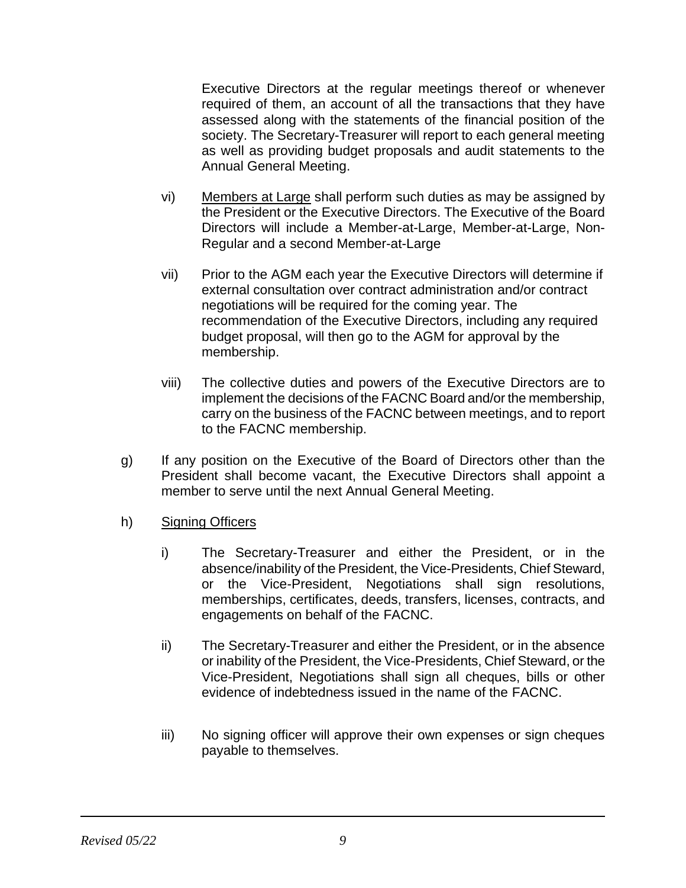Executive Directors at the regular meetings thereof or whenever required of them, an account of all the transactions that they have assessed along with the statements of the financial position of the society. The Secretary-Treasurer will report to each general meeting as well as providing budget proposals and audit statements to the Annual General Meeting.

vi) Members at Large shall perform such duties as may be assigned by the President or the Executive Directors. The Executive of the Board Directors will include a Member-at-Large, Member-at-Large, Non-Regular and a second Member-at-Large

vii) Prior to the AGM each year the Executive Directors will determine if external consultation over contract administration and/or contract negotiations will be required for the coming year. The recommendation of the Executive Directors, including any required budget proposal, will then go to the AGM for approval by the membership.

viii) The collective duties and powers of the Executive Directors are to implement the decisions of the FACNC Board and/or the membership, carry on the business of the FACNC between meetings, and to report to the FACNC membership.

g) If any position on the Executive of the Board of Directors other than the President shall become vacant, the Executive Directors shall appoint a member to serve until the next Annual General Meeting.

h) Signing Officers

i) The Secretary-Treasurer and either the President, or in the absence/inability of the President, the Vice-Presidents, Chief Steward, or the Vice-President, Negotiations shall sign resolutions, memberships, certificates, deeds, transfers, licenses, contracts, and engagements on behalf of the FACNC.

ii) The Secretary-Treasurer and either the President, or in the absence or inability of the President, the Vice-Presidents, Chief Steward, or the Vice-President, Negotiations shall sign all cheques, bills or other evidence of indebtedness issued in the name of the FACNC.

iii) No signing officer will approve their own expenses or sign cheques payable to themselves.

*Revised 05/22*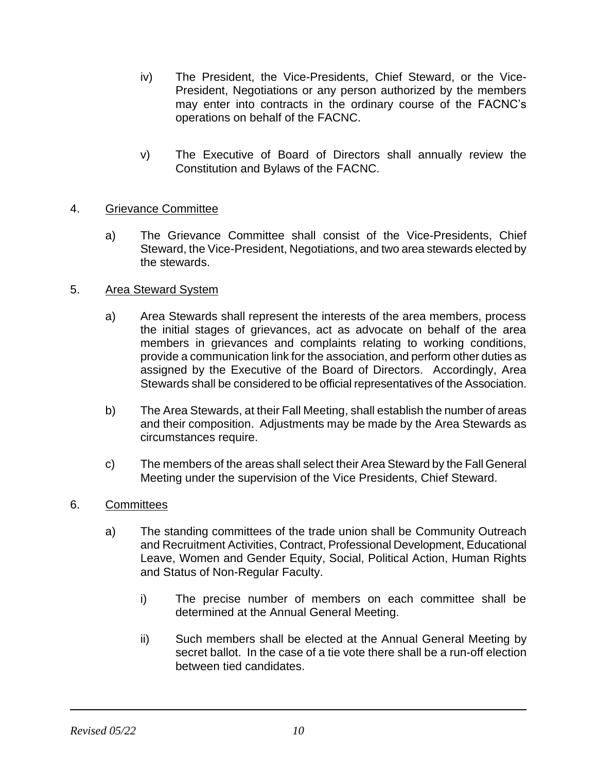iv) The President, the Vice-Presidents, Chief Steward, or the Vice-President, Negotiations or any person authorized by the members may enter into contracts in the ordinary course of the FACNC's operations on behalf of the FACNC.

v) The Executive of Board of Directors shall annually review the Constitution and Bylaws of the FACNC.

4. <u>Grievance Committee</u>

a) The Grievance Committee shall consist of the Vice-Presidents, Chief Steward, the Vice-President, Negotiations, and two area stewards elected by the stewards.

5. <u>Area Steward System</u>

a) Area Stewards shall represent the interests of the area members, process the initial stages of grievances, act as advocate on behalf of the area members in grievances and complaints relating to working conditions, provide a communication link for the association, and perform other duties as assigned by the Executive of the Board of Directors. Accordingly, Area Stewards shall be considered to be official representatives of the Association.

b) The Area Stewards, at their Fall Meeting, shall establish the number of areas and their composition. Adjustments may be made by the Area Stewards as circumstances require.

c) The members of the areas shall select their Area Steward by the Fall General Meeting under the supervision of the Vice Presidents, Chief Steward.

6. <u>Committees</u>

a) The standing committees of the trade union shall be Community Outreach and Recruitment Activities, Contract, Professional Development, Educational Leave, Women and Gender Equity, Social, Political Action, Human Rights and Status of Non-Regular Faculty.

i) The precise number of members on each committee shall be determined at the Annual General Meeting.

ii) Such members shall be elected at the Annual General Meeting by secret ballot. In the case of a tie vote there shall be a run-off election between tied candidates.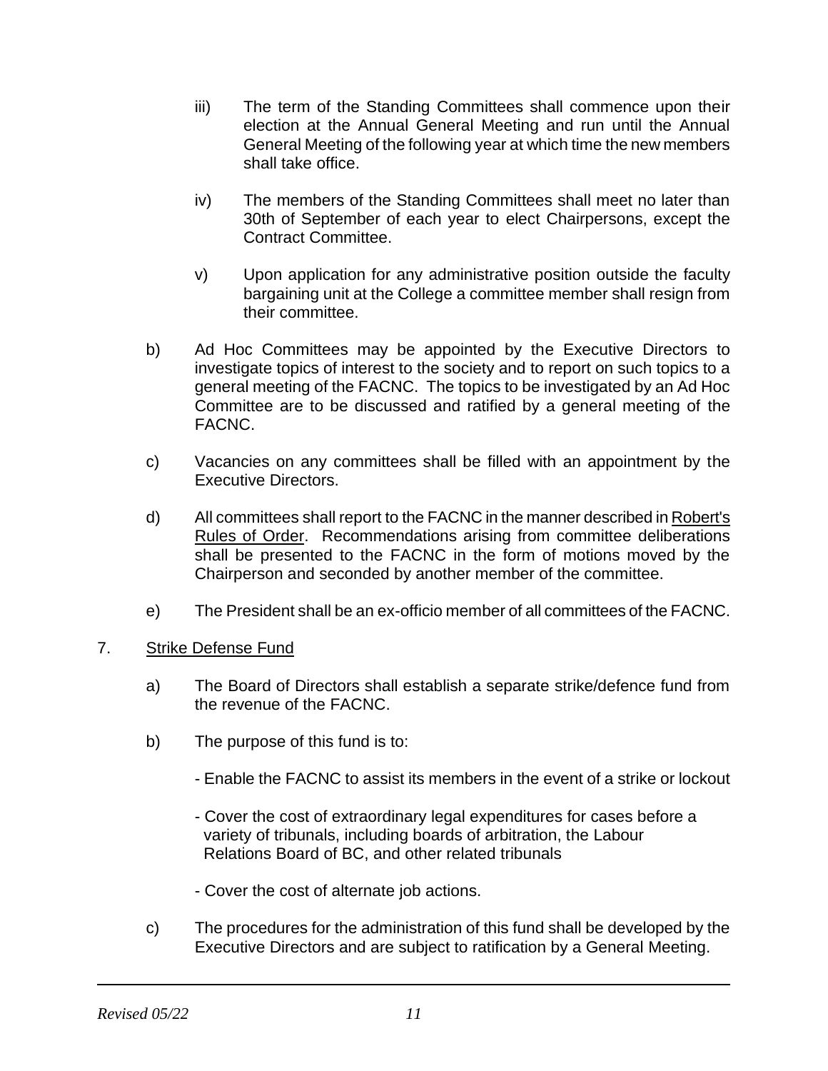iii) The term of the Standing Committees shall commence upon their election at the Annual General Meeting and run until the Annual General Meeting of the following year at which time the new members shall take office.

iv) The members of the Standing Committees shall meet no later than 30th of September of each year to elect Chairpersons, except the Contract Committee.

v) Upon application for any administrative position outside the faculty bargaining unit at the College a committee member shall resign from their committee.

b) Ad Hoc Committees may be appointed by the Executive Directors to investigate topics of interest to the society and to report on such topics to a general meeting of the FACNC. The topics to be investigated by an Ad Hoc Committee are to be discussed and ratified by a general meeting of the FACNC.

c) Vacancies on any committees shall be filled with an appointment by the Executive Directors.

d) All committees shall report to the FACNC in the manner described in <u>Robert's Rules of Order</u>. Recommendations arising from committee deliberations shall be presented to the FACNC in the form of motions moved by the Chairperson and seconded by another member of the committee.

e) The President shall be an ex-officio member of all committees of the FACNC.

7. <u>Strike Defense Fund</u>

a) The Board of Directors shall establish a separate strike/defence fund from the revenue of the FACNC.

b) The purpose of this fund is to:

- Enable the FACNC to assist its members in the event of a strike or lockout

- Cover the cost of extraordinary legal expenditures for cases before a variety of tribunals, including boards of arbitration, the Labour Relations Board of BC, and other related tribunals

- Cover the cost of alternate job actions.

c) The procedures for the administration of this fund shall be developed by the Executive Directors and are subject to ratification by a General Meeting.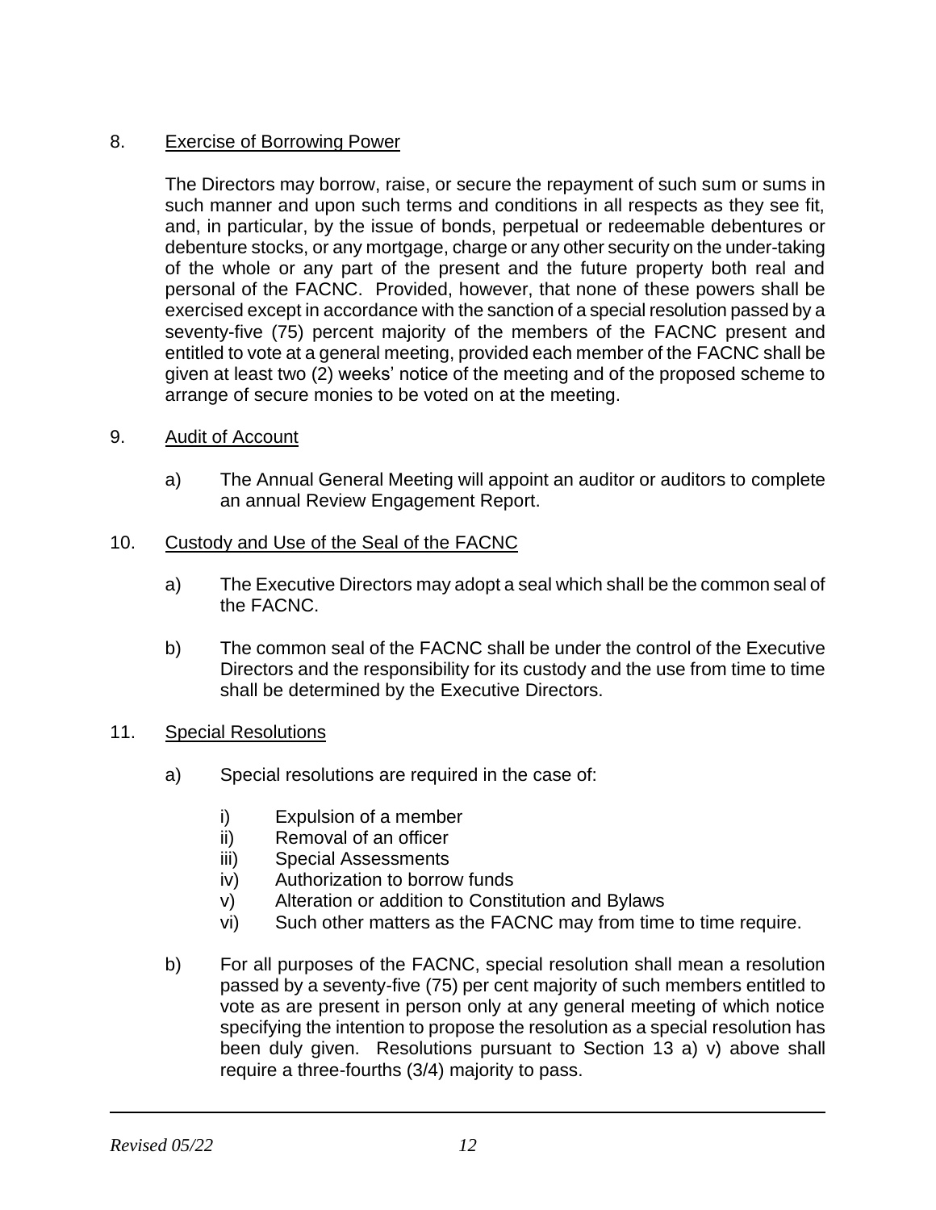8. <u>Exercise of Borrowing Power</u>

   The Directors may borrow, raise, or secure the repayment of such sum or sums in such manner and upon such terms and conditions in all respects as they see fit, and, in particular, by the issue of bonds, perpetual or redeemable debentures or debenture stocks, or any mortgage, charge or any other security on the under-taking of the whole or any part of the present and the future property both real and personal of the FACNC. Provided, however, that none of these powers shall be exercised except in accordance with the sanction of a special resolution passed by a seventy-five (75) percent majority of the members of the FACNC present and entitled to vote at a general meeting, provided each member of the FACNC shall be given at least two (2) weeks' notice of the meeting and of the proposed scheme to arrange of secure monies to be voted on at the meeting.

9. <u>Audit of Account</u>

   a) The Annual General Meeting will appoint an auditor or auditors to complete an annual Review Engagement Report.

10. <u>Custody and Use of the Seal of the FACNC</u>

    a) The Executive Directors may adopt a seal which shall be the common seal of the FACNC.

    b) The common seal of the FACNC shall be under the control of the Executive Directors and the responsibility for its custody and the use from time to time shall be determined by the Executive Directors.

11. <u>Special Resolutions</u>

    a) Special resolutions are required in the case of:

       i) Expulsion of a member
       ii) Removal of an officer
       iii) Special Assessments
       iv) Authorization to borrow funds
       v) Alteration or addition to Constitution and Bylaws
       vi) Such other matters as the FACNC may from time to time require.

    b) For all purposes of the FACNC, special resolution shall mean a resolution passed by a seventy-five (75) per cent majority of such members entitled to vote as are present in person only at any general meeting of which notice specifying the intention to propose the resolution as a special resolution has been duly given. Resolutions pursuant to Section 13 a) v) above shall require a three-fourths (3/4) majority to pass.

*Revised 05/22*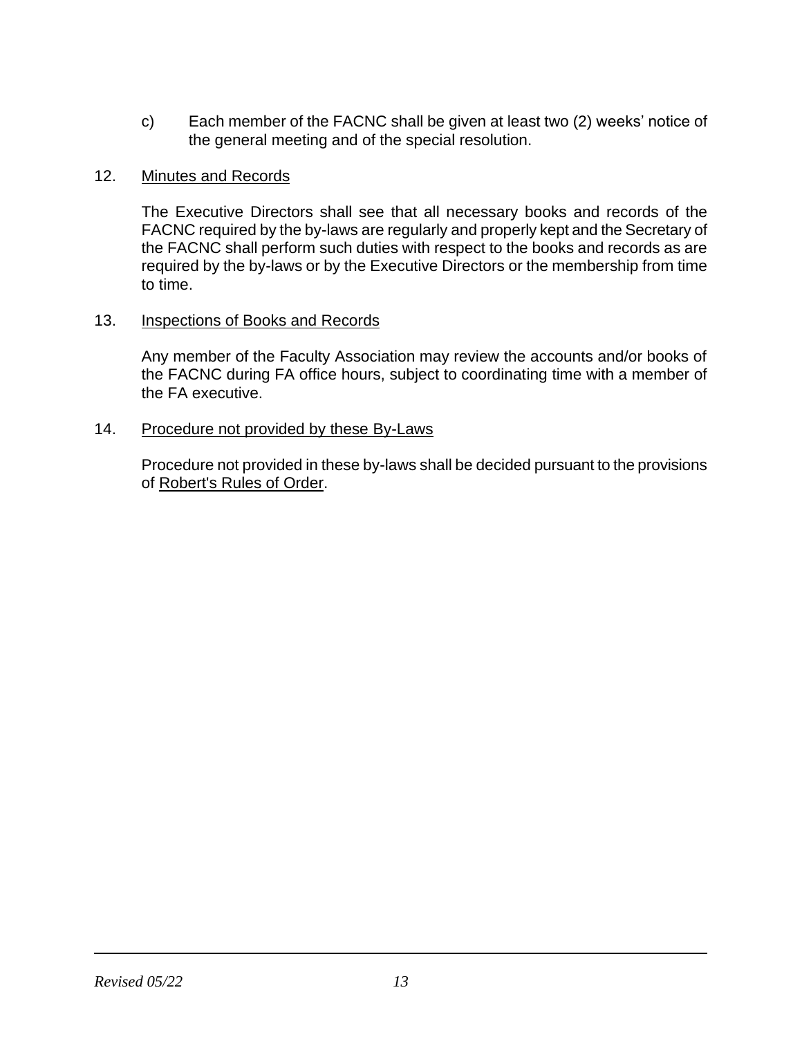c) Each member of the FACNC shall be given at least two (2) weeks' notice of the general meeting and of the special resolution.

12. Minutes and Records

The Executive Directors shall see that all necessary books and records of the FACNC required by the by-laws are regularly and properly kept and the Secretary of the FACNC shall perform such duties with respect to the books and records as are required by the by-laws or by the Executive Directors or the membership from time to time.

13. Inspections of Books and Records

Any member of the Faculty Association may review the accounts and/or books of the FACNC during FA office hours, subject to coordinating time with a member of the FA executive.

14. Procedure not provided by these By-Laws

Procedure not provided in these by-laws shall be decided pursuant to the provisions of Robert's Rules of Order.

*Revised 05/22*